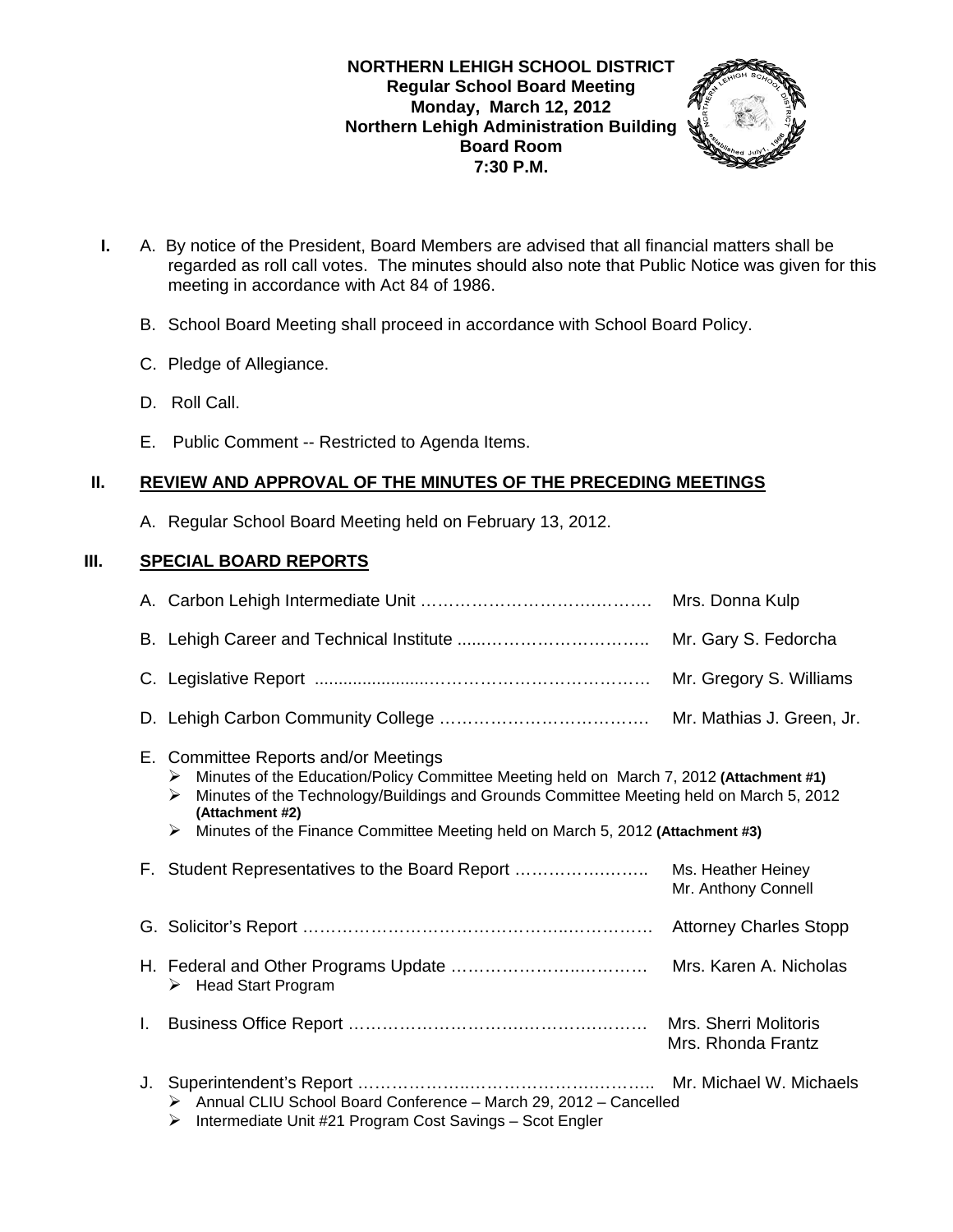**NORTHERN LEHIGH SCHOOL DISTRICT**
**Regular School Board Meeting**
**Monday, March 12, 2012**
**Northern Lehigh Administration Building**
**Board Room**
**7:30 P.M.**

**I.** A. By notice of the President, Board Members are advised that all financial matters shall be regarded as roll call votes. The minutes should also note that Public Notice was given for this meeting in accordance with Act 84 of 1986.

B. School Board Meeting shall proceed in accordance with School Board Policy.

C. Pledge of Allegiance.

D. Roll Call.

E. Public Comment -- Restricted to Agenda Items.

## II. REVIEW AND APPROVAL OF THE MINUTES OF THE PRECEDING MEETINGS

A. Regular School Board Meeting held on February 13, 2012.

## III. SPECIAL BOARD REPORTS

A. Carbon Lehigh Intermediate Unit ………………………………… Mrs. Donna Kulp

B. Lehigh Career and Technical Institute …………………………… Mr. Gary S. Fedorcha

C. Legislative Report …………………………………………… Mr. Gregory S. Williams

D. Lehigh Carbon Community College ……………………………… Mr. Mathias J. Green, Jr.

E. Committee Reports and/or Meetings
- Minutes of the Education/Policy Committee Meeting held on March 7, 2012 **(Attachment #1)**
- Minutes of the Technology/Buildings and Grounds Committee Meeting held on March 5, 2012 **(Attachment #2)**
- Minutes of the Finance Committee Meeting held on March 5, 2012 **(Attachment #3)**

F. Student Representatives to the Board Report …………………… Ms. Heather Heiney
Mr. Anthony Connell

G. Solicitor's Report …………………………………………… Attorney Charles Stopp

H. Federal and Other Programs Update …………………………… Mrs. Karen A. Nicholas
- Head Start Program

I. Business Office Report ………………………………………… Mrs. Sherri Molitoris
Mrs. Rhonda Frantz

J. Superintendent's Report ……………………………………… Mr. Michael W. Michaels
- Annual CLIU School Board Conference – March 29, 2012 – Cancelled
- Intermediate Unit #21 Program Cost Savings – Scot Engler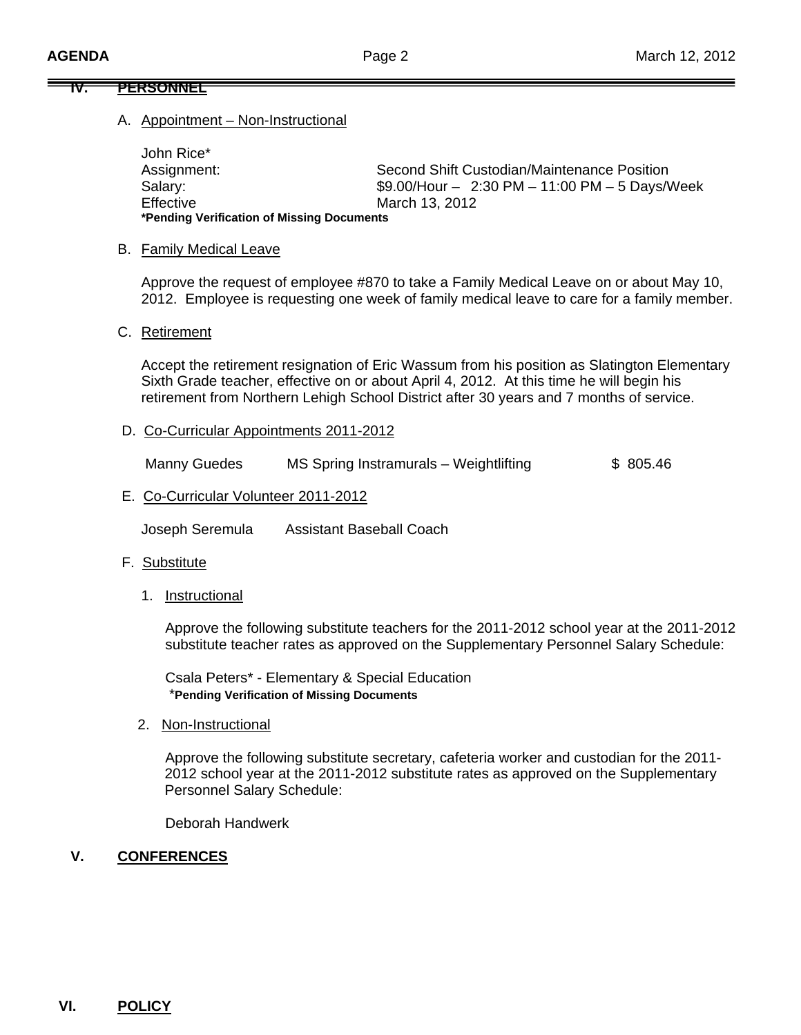## IV. PERSONNEL

A. Appointment – Non-Instructional

John Rice*

| | |
|---|---|
| Assignment: | Second Shift Custodian/Maintenance Position |
| Salary: | $9.00/Hour – 2:30 PM – 11:00 PM – 5 Days/Week |
| Effective | March 13, 2012 |

**\*Pending Verification of Missing Documents**

B. Family Medical Leave

Approve the request of employee #870 to take a Family Medical Leave on or about May 10, 2012. Employee is requesting one week of family medical leave to care for a family member.

C. Retirement

Accept the retirement resignation of Eric Wassum from his position as Slatington Elementary Sixth Grade teacher, effective on or about April 4, 2012. At this time he will begin his retirement from Northern Lehigh School District after 30 years and 7 months of service.

D. Co-Curricular Appointments 2011-2012

| | | |
|---|---|---|
| Manny Guedes | MS Spring Instramurals – Weightlifting | $ 805.46 |

E. Co-Curricular Volunteer 2011-2012

Joseph Seremula    Assistant Baseball Coach

F. Substitute

1. Instructional

Approve the following substitute teachers for the 2011-2012 school year at the 2011-2012 substitute teacher rates as approved on the Supplementary Personnel Salary Schedule:

Csala Peters* - Elementary & Special Education
**\*Pending Verification of Missing Documents**

2. Non-Instructional

Approve the following substitute secretary, cafeteria worker and custodian for the 2011-2012 school year at the 2011-2012 substitute rates as approved on the Supplementary Personnel Salary Schedule:

Deborah Handwerk

## V. CONFERENCES

## VI. POLICY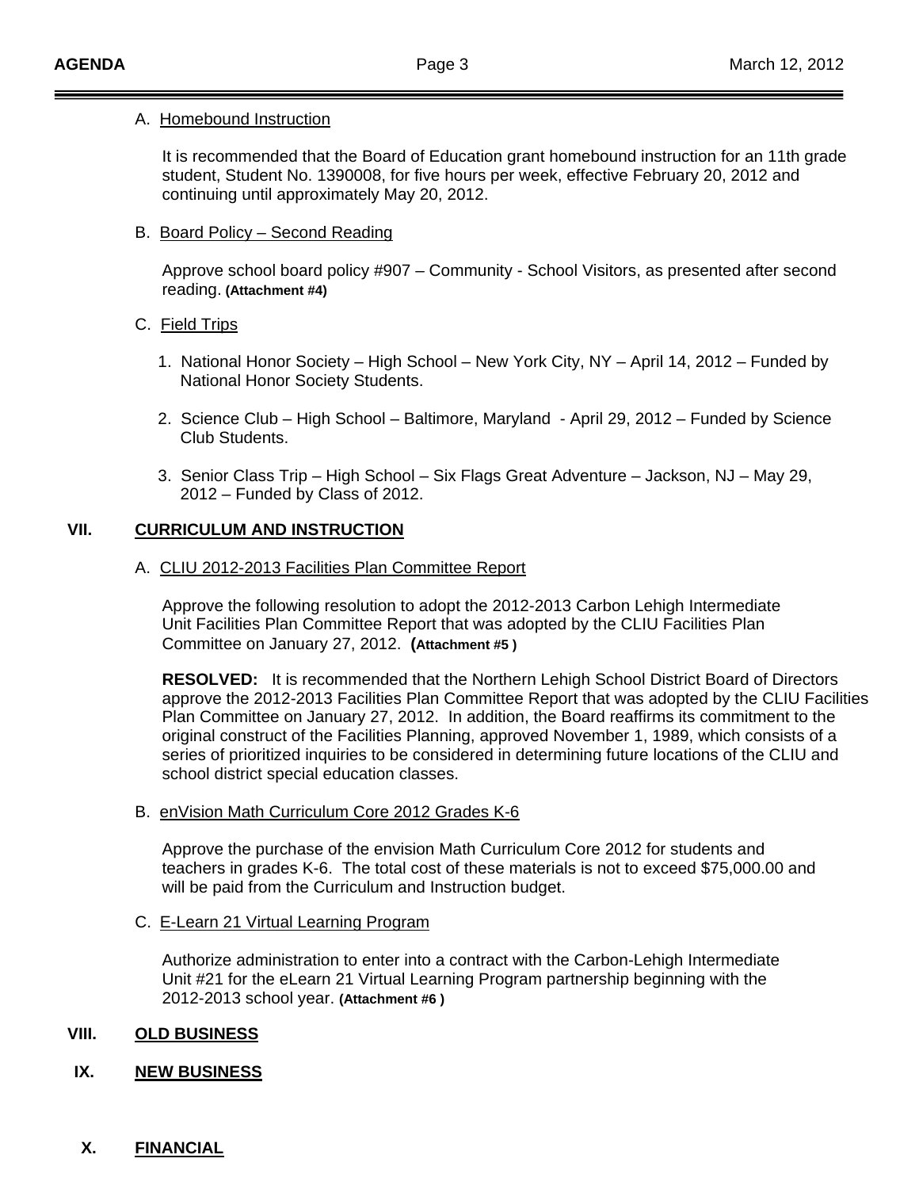A. Homebound Instruction

It is recommended that the Board of Education grant homebound instruction for an 11th grade student, Student No. 1390008, for five hours per week, effective February 20, 2012 and continuing until approximately May 20, 2012.

B. Board Policy – Second Reading

Approve school board policy #907 – Community - School Visitors, as presented after second reading. **(Attachment #4)**

C. Field Trips

1. National Honor Society – High School – New York City, NY – April 14, 2012 – Funded by National Honor Society Students.
2. Science Club – High School – Baltimore, Maryland - April 29, 2012 – Funded by Science Club Students.
3. Senior Class Trip – High School – Six Flags Great Adventure – Jackson, NJ – May 29, 2012 – Funded by Class of 2012.

## VII. CURRICULUM AND INSTRUCTION

A. CLIU 2012-2013 Facilities Plan Committee Report

Approve the following resolution to adopt the 2012-2013 Carbon Lehigh Intermediate Unit Facilities Plan Committee Report that was adopted by the CLIU Facilities Plan Committee on January 27, 2012. **(Attachment #5 )**

**RESOLVED:** It is recommended that the Northern Lehigh School District Board of Directors approve the 2012-2013 Facilities Plan Committee Report that was adopted by the CLIU Facilities Plan Committee on January 27, 2012. In addition, the Board reaffirms its commitment to the original construct of the Facilities Planning, approved November 1, 1989, which consists of a series of prioritized inquiries to be considered in determining future locations of the CLIU and school district special education classes.

B. enVision Math Curriculum Core 2012 Grades K-6

Approve the purchase of the envision Math Curriculum Core 2012 for students and teachers in grades K-6. The total cost of these materials is not to exceed $75,000.00 and will be paid from the Curriculum and Instruction budget.

C. E-Learn 21 Virtual Learning Program

Authorize administration to enter into a contract with the Carbon-Lehigh Intermediate Unit #21 for the eLearn 21 Virtual Learning Program partnership beginning with the 2012-2013 school year. **(Attachment #6 )**

## VIII. OLD BUSINESS

## IX. NEW BUSINESS

## X. FINANCIAL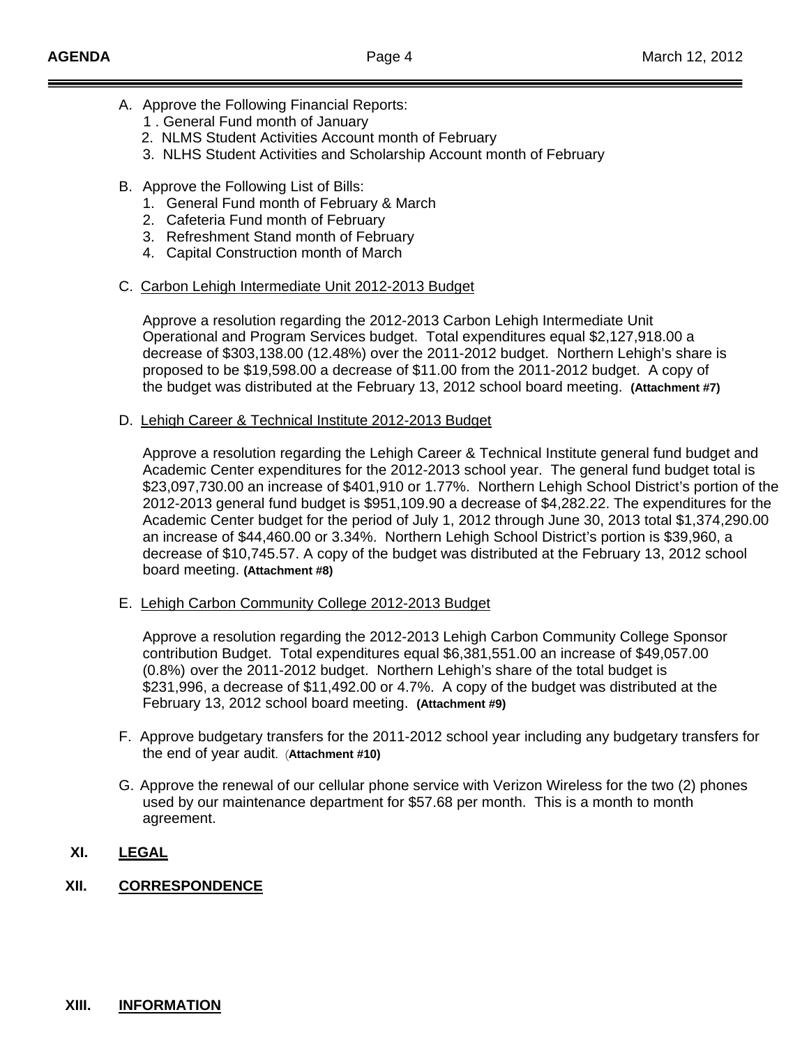A. Approve the Following Financial Reports:
   1 . General Fund month of January
   2. NLMS Student Activities Account month of February
   3. NLHS Student Activities and Scholarship Account month of February

B. Approve the Following List of Bills:
   1. General Fund month of February & March
   2. Cafeteria Fund month of February
   3. Refreshment Stand month of February
   4. Capital Construction month of March

C. Carbon Lehigh Intermediate Unit 2012-2013 Budget

   Approve a resolution regarding the 2012-2013 Carbon Lehigh Intermediate Unit Operational and Program Services budget. Total expenditures equal $2,127,918.00 a decrease of $303,138.00 (12.48%) over the 2011-2012 budget. Northern Lehigh's share is proposed to be $19,598.00 a decrease of $11.00 from the 2011-2012 budget. A copy of the budget was distributed at the February 13, 2012 school board meeting. **(Attachment #7)**

D. Lehigh Career & Technical Institute 2012-2013 Budget

   Approve a resolution regarding the Lehigh Career & Technical Institute general fund budget and Academic Center expenditures for the 2012-2013 school year. The general fund budget total is $23,097,730.00 an increase of $401,910 or 1.77%. Northern Lehigh School District's portion of the 2012-2013 general fund budget is $951,109.90 a decrease of $4,282.22. The expenditures for the Academic Center budget for the period of July 1, 2012 through June 30, 2013 total $1,374,290.00 an increase of $44,460.00 or 3.34%. Northern Lehigh School District's portion is $39,960, a decrease of $10,745.57. A copy of the budget was distributed at the February 13, 2012 school board meeting. **(Attachment #8)**

E. Lehigh Carbon Community College 2012-2013 Budget

   Approve a resolution regarding the 2012-2013 Lehigh Carbon Community College Sponsor contribution Budget. Total expenditures equal $6,381,551.00 an increase of $49,057.00 (0.8%) over the 2011-2012 budget. Northern Lehigh's share of the total budget is $231,996, a decrease of $11,492.00 or 4.7%. A copy of the budget was distributed at the February 13, 2012 school board meeting. **(Attachment #9)**

F. Approve budgetary transfers for the 2011-2012 school year including any budgetary transfers for the end of year audit. **(Attachment #10)**

G. Approve the renewal of our cellular phone service with Verizon Wireless for the two (2) phones used by our maintenance department for $57.68 per month. This is a month to month agreement.

## XI. LEGAL

## XII. CORRESPONDENCE

## XIII. INFORMATION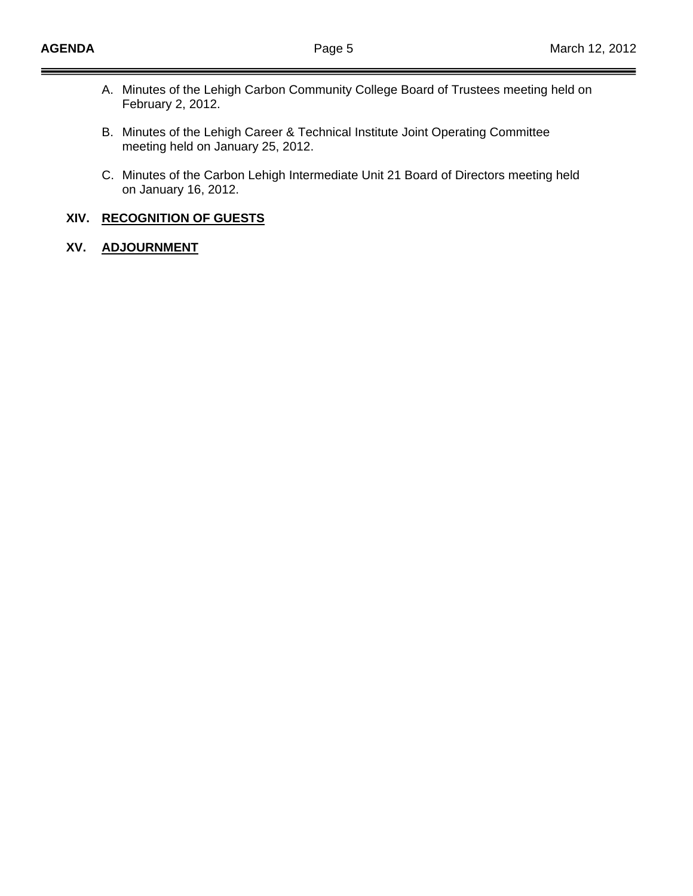A. Minutes of the Lehigh Carbon Community College Board of Trustees meeting held on February 2, 2012.

B. Minutes of the Lehigh Career & Technical Institute Joint Operating Committee meeting held on January 25, 2012.

C. Minutes of the Carbon Lehigh Intermediate Unit 21 Board of Directors meeting held on January 16, 2012.

## XIV. RECOGNITION OF GUESTS

## XV. ADJOURNMENT